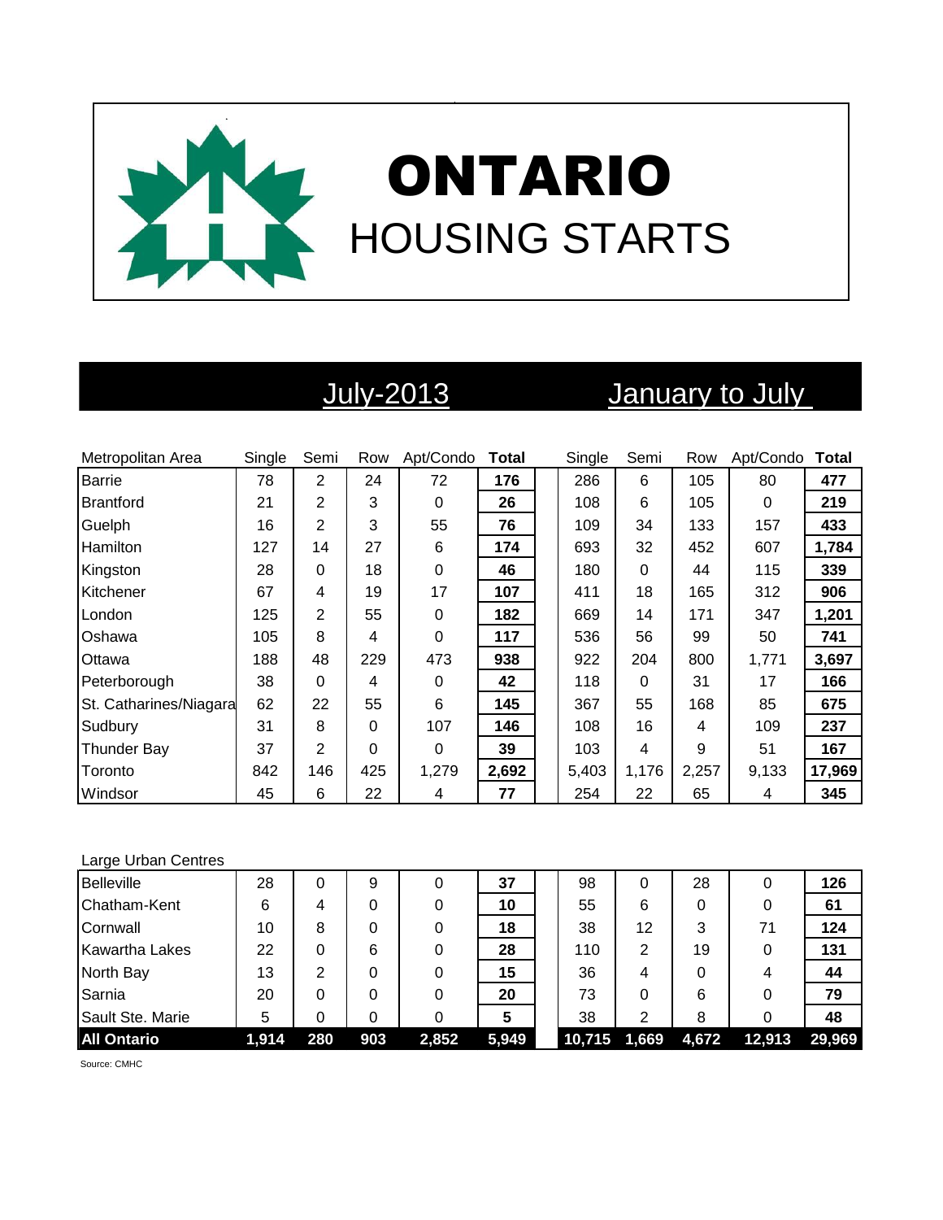# ONTARIO

## HOUSING STARTS

| | July-2013 | | | | | January to July | | | | |
|---|---|---|---|---|---|---|---|---|---|---|
| Metropolitan Area | Single | Semi | Row | Apt/Condo | Total | Single | Semi | Row | Apt/Condo | Total |
| Barrie | 78 | 2 | 24 | 72 | **176** | 286 | 6 | 105 | 80 | **477** |
| Brantford | 21 | 2 | 3 | 0 | **26** | 108 | 6 | 105 | 0 | **219** |
| Guelph | 16 | 2 | 3 | 55 | **76** | 109 | 34 | 133 | 157 | **433** |
| Hamilton | 127 | 14 | 27 | 6 | **174** | 693 | 32 | 452 | 607 | **1,784** |
| Kingston | 28 | 0 | 18 | 0 | **46** | 180 | 0 | 44 | 115 | **339** |
| Kitchener | 67 | 4 | 19 | 17 | **107** | 411 | 18 | 165 | 312 | **906** |
| London | 125 | 2 | 55 | 0 | **182** | 669 | 14 | 171 | 347 | **1,201** |
| Oshawa | 105 | 8 | 4 | 0 | **117** | 536 | 56 | 99 | 50 | **741** |
| Ottawa | 188 | 48 | 229 | 473 | **938** | 922 | 204 | 800 | 1,771 | **3,697** |
| Peterborough | 38 | 0 | 4 | 0 | **42** | 118 | 0 | 31 | 17 | **166** |
| St. Catharines/Niagara | 62 | 22 | 55 | 6 | **145** | 367 | 55 | 168 | 85 | **675** |
| Sudbury | 31 | 8 | 0 | 107 | **146** | 108 | 16 | 4 | 109 | **237** |
| Thunder Bay | 37 | 2 | 0 | 0 | **39** | 103 | 4 | 9 | 51 | **167** |
| Toronto | 842 | 146 | 425 | 1,279 | **2,692** | 5,403 | 1,176 | 2,257 | 9,133 | **17,969** |
| Windsor | 45 | 6 | 22 | 4 | **77** | 254 | 22 | 65 | 4 | **345** |

| Large Urban Centres | Single | Semi | Row | Apt/Condo | Total | Single | Semi | Row | Apt/Condo | Total |
|---|---|---|---|---|---|---|---|---|---|---|
| Belleville | 28 | 0 | 9 | 0 | **37** | 98 | 0 | 28 | 0 | **126** |
| Chatham-Kent | 6 | 4 | 0 | 0 | **10** | 55 | 6 | 0 | 0 | **61** |
| Cornwall | 10 | 8 | 0 | 0 | **18** | 38 | 12 | 3 | 71 | **124** |
| Kawartha Lakes | 22 | 0 | 6 | 0 | **28** | 110 | 2 | 19 | 0 | **131** |
| North Bay | 13 | 2 | 0 | 0 | **15** | 36 | 4 | 0 | 4 | **44** |
| Sarnia | 20 | 0 | 0 | 0 | **20** | 73 | 0 | 6 | 0 | **79** |
| Sault Ste. Marie | 5 | 0 | 0 | 0 | **5** | 38 | 2 | 8 | 0 | **48** |
| **All Ontario** | **1,914** | **280** | **903** | **2,852** | **5,949** | **10,715** | **1,669** | **4,672** | **12,913** | **29,969** |

Source: CMHC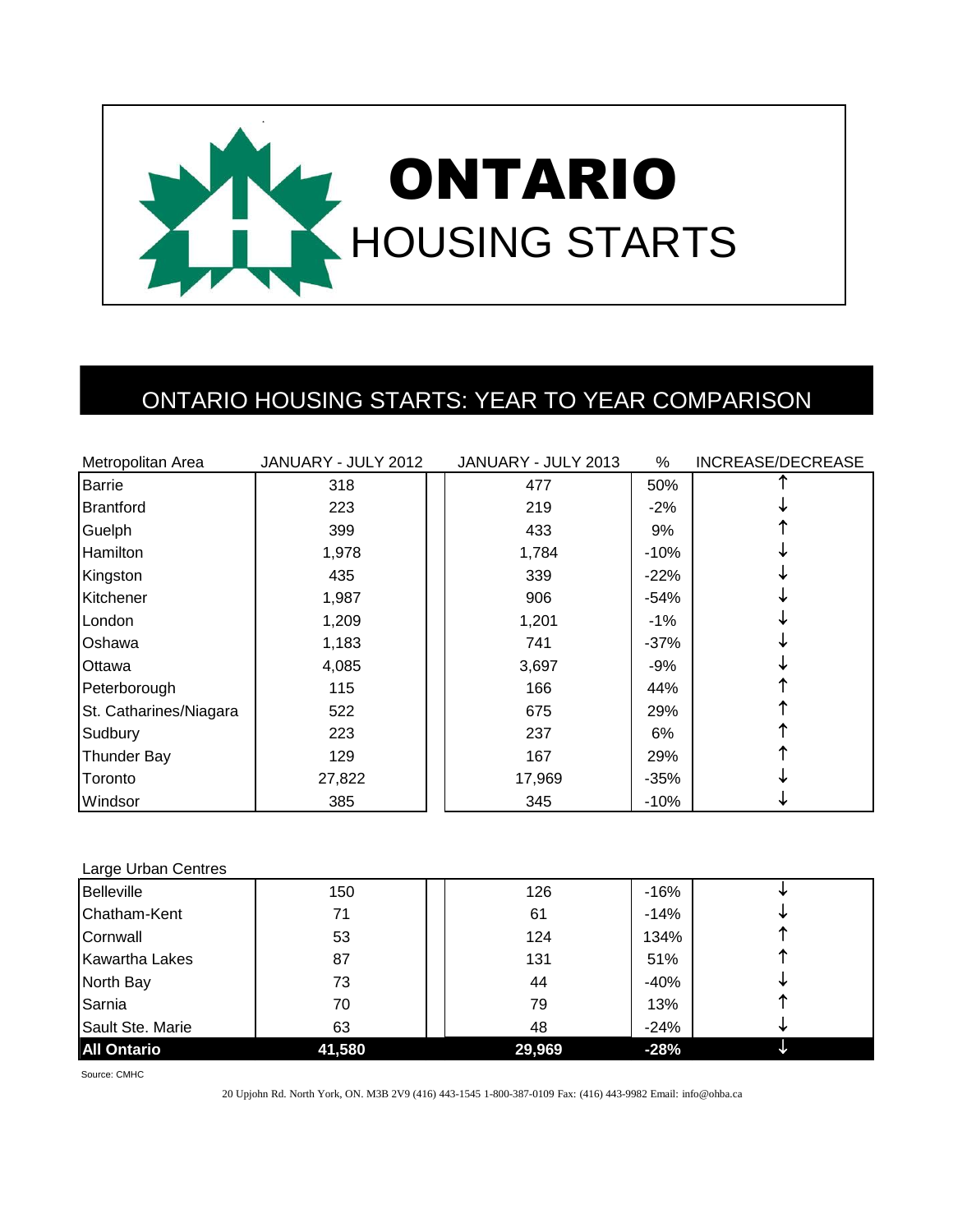# ONTARIO
## HOUSING STARTS

## ONTARIO HOUSING STARTS: YEAR TO YEAR COMPARISON

| Metropolitan Area | JANUARY - JULY 2012 | JANUARY - JULY 2013 | % | INCREASE/DECREASE |
|---|---|---|---|---|
| Barrie | 318 | 477 | 50% | ↑ |
| Brantford | 223 | 219 | -2% | ↓ |
| Guelph | 399 | 433 | 9% | ↑ |
| Hamilton | 1,978 | 1,784 | -10% | ↓ |
| Kingston | 435 | 339 | -22% | ↓ |
| Kitchener | 1,987 | 906 | -54% | ↓ |
| London | 1,209 | 1,201 | -1% | ↓ |
| Oshawa | 1,183 | 741 | -37% | ↓ |
| Ottawa | 4,085 | 3,697 | -9% | ↓ |
| Peterborough | 115 | 166 | 44% | ↑ |
| St. Catharines/Niagara | 522 | 675 | 29% | ↑ |
| Sudbury | 223 | 237 | 6% | ↑ |
| Thunder Bay | 129 | 167 | 29% | ↑ |
| Toronto | 27,822 | 17,969 | -35% | ↓ |
| Windsor | 385 | 345 | -10% | ↓ |
| **Large Urban Centres** | | | | |
| Belleville | 150 | 126 | -16% | ↓ |
| Chatham-Kent | 71 | 61 | -14% | ↓ |
| Cornwall | 53 | 124 | 134% | ↑ |
| Kawartha Lakes | 87 | 131 | 51% | ↑ |
| North Bay | 73 | 44 | -40% | ↓ |
| Sarnia | 70 | 79 | 13% | ↑ |
| Sault Ste. Marie | 63 | 48 | -24% | ↓ |
| **All Ontario** | **41,580** | **29,969** | **-28%** | **↓** |

Source: CMHC

20 Upjohn Rd. North York, ON. M3B 2V9 (416) 443-1545 1-800-387-0109 Fax: (416) 443-9982 Email: info@ohba.ca